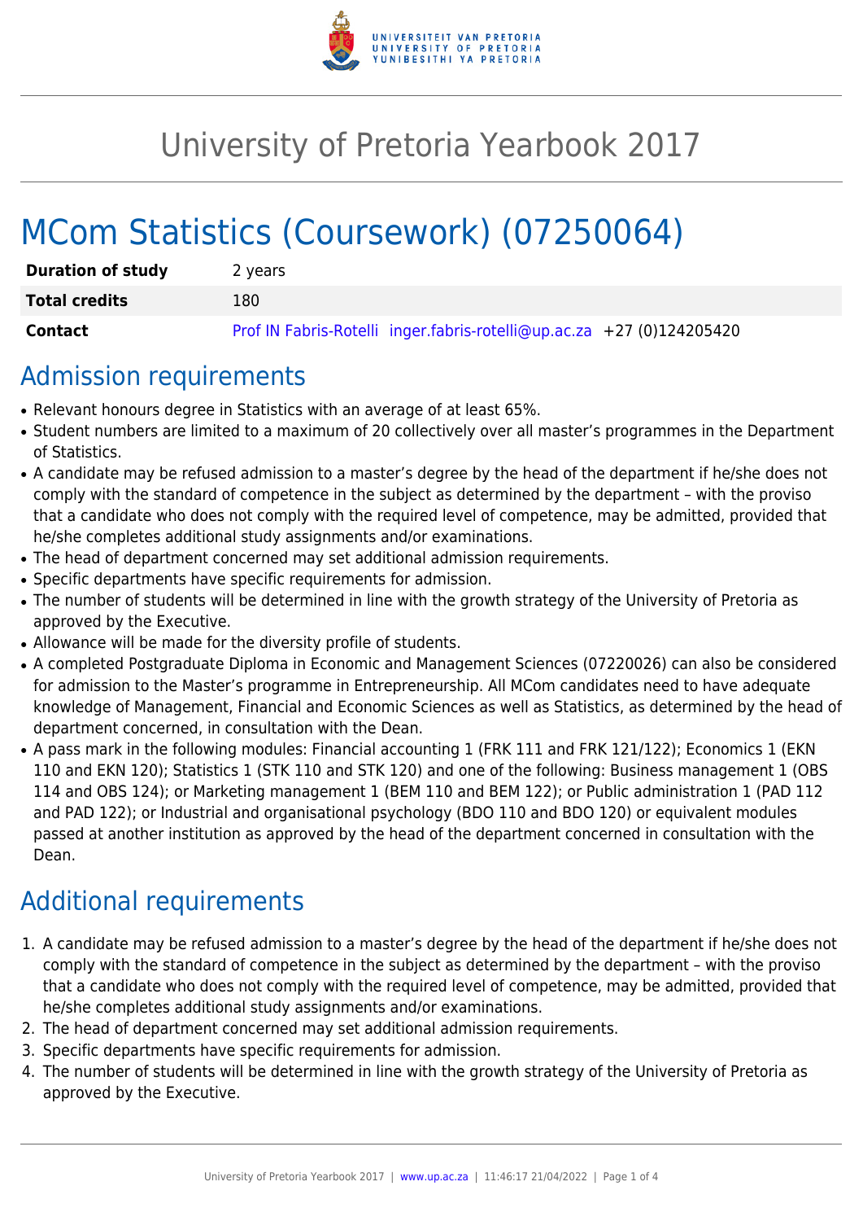# University of Pretoria Yearbook 2017

# MCom Statistics (Coursework) (07250064)

| | |
|---|---|
| **Duration of study** | 2 years |
| **Total credits** | 180 |
| **Contact** | Prof IN Fabris-Rotelli inger.fabris-rotelli@up.ac.za +27 (0)124205420 |

## Admission requirements

- Relevant honours degree in Statistics with an average of at least 65%.
- Student numbers are limited to a maximum of 20 collectively over all master's programmes in the Department of Statistics.
- A candidate may be refused admission to a master's degree by the head of the department if he/she does not comply with the standard of competence in the subject as determined by the department – with the proviso that a candidate who does not comply with the required level of competence, may be admitted, provided that he/she completes additional study assignments and/or examinations.
- The head of department concerned may set additional admission requirements.
- Specific departments have specific requirements for admission.
- The number of students will be determined in line with the growth strategy of the University of Pretoria as approved by the Executive.
- Allowance will be made for the diversity profile of students.
- A completed Postgraduate Diploma in Economic and Management Sciences (07220026) can also be considered for admission to the Master's programme in Entrepreneurship. All MCom candidates need to have adequate knowledge of Management, Financial and Economic Sciences as well as Statistics, as determined by the head of department concerned, in consultation with the Dean.
- A pass mark in the following modules: Financial accounting 1 (FRK 111 and FRK 121/122); Economics 1 (EKN 110 and EKN 120); Statistics 1 (STK 110 and STK 120) and one of the following: Business management 1 (OBS 114 and OBS 124); or Marketing management 1 (BEM 110 and BEM 122); or Public administration 1 (PAD 112 and PAD 122); or Industrial and organisational psychology (BDO 110 and BDO 120) or equivalent modules passed at another institution as approved by the head of the department concerned in consultation with the Dean.

## Additional requirements

1. A candidate may be refused admission to a master's degree by the head of the department if he/she does not comply with the standard of competence in the subject as determined by the department – with the proviso that a candidate who does not comply with the required level of competence, may be admitted, provided that he/she completes additional study assignments and/or examinations.
2. The head of department concerned may set additional admission requirements.
3. Specific departments have specific requirements for admission.
4. The number of students will be determined in line with the growth strategy of the University of Pretoria as approved by the Executive.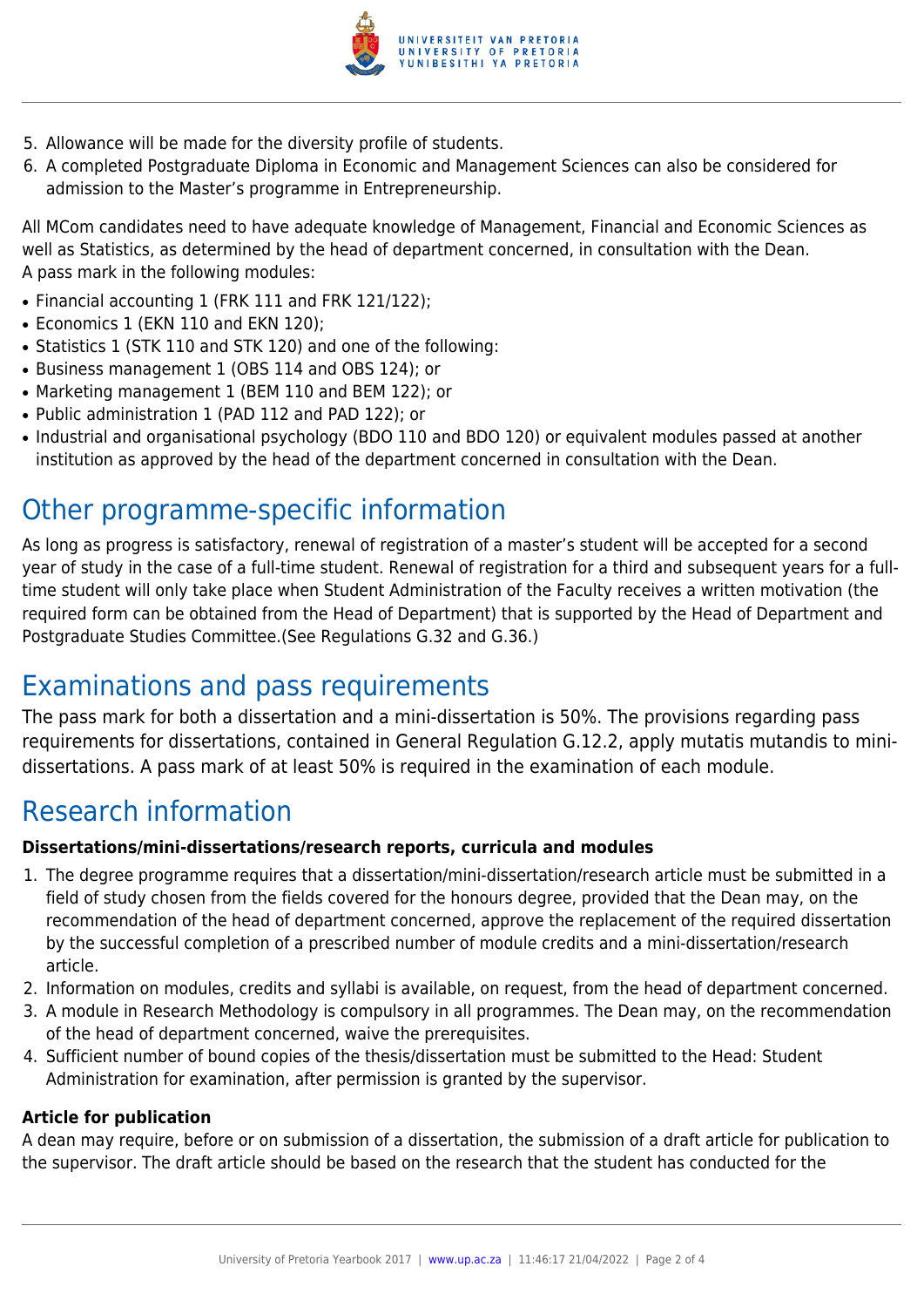5. Allowance will be made for the diversity profile of students.
6. A completed Postgraduate Diploma in Economic and Management Sciences can also be considered for admission to the Master's programme in Entrepreneurship.

All MCom candidates need to have adequate knowledge of Management, Financial and Economic Sciences as well as Statistics, as determined by the head of department concerned, in consultation with the Dean.
A pass mark in the following modules:

- Financial accounting 1 (FRK 111 and FRK 121/122);
- Economics 1 (EKN 110 and EKN 120);
- Statistics 1 (STK 110 and STK 120) and one of the following:
- Business management 1 (OBS 114 and OBS 124); or
- Marketing management 1 (BEM 110 and BEM 122); or
- Public administration 1 (PAD 112 and PAD 122); or
- Industrial and organisational psychology (BDO 110 and BDO 120) or equivalent modules passed at another institution as approved by the head of the department concerned in consultation with the Dean.

# Other programme-specific information

As long as progress is satisfactory, renewal of registration of a master's student will be accepted for a second year of study in the case of a full-time student. Renewal of registration for a third and subsequent years for a full-time student will only take place when Student Administration of the Faculty receives a written motivation (the required form can be obtained from the Head of Department) that is supported by the Head of Department and Postgraduate Studies Committee.(See Regulations G.32 and G.36.)

# Examinations and pass requirements

The pass mark for both a dissertation and a mini-dissertation is 50%. The provisions regarding pass requirements for dissertations, contained in General Regulation G.12.2, apply mutatis mutandis to mini-dissertations. A pass mark of at least 50% is required in the examination of each module.

# Research information

**Dissertations/mini-dissertations/research reports, curricula and modules**

1. The degree programme requires that a dissertation/mini-dissertation/research article must be submitted in a field of study chosen from the fields covered for the honours degree, provided that the Dean may, on the recommendation of the head of department concerned, approve the replacement of the required dissertation by the successful completion of a prescribed number of module credits and a mini-dissertation/research article.
2. Information on modules, credits and syllabi is available, on request, from the head of department concerned.
3. A module in Research Methodology is compulsory in all programmes. The Dean may, on the recommendation of the head of department concerned, waive the prerequisites.
4. Sufficient number of bound copies of the thesis/dissertation must be submitted to the Head: Student Administration for examination, after permission is granted by the supervisor.

**Article for publication**

A dean may require, before or on submission of a dissertation, the submission of a draft article for publication to the supervisor. The draft article should be based on the research that the student has conducted for the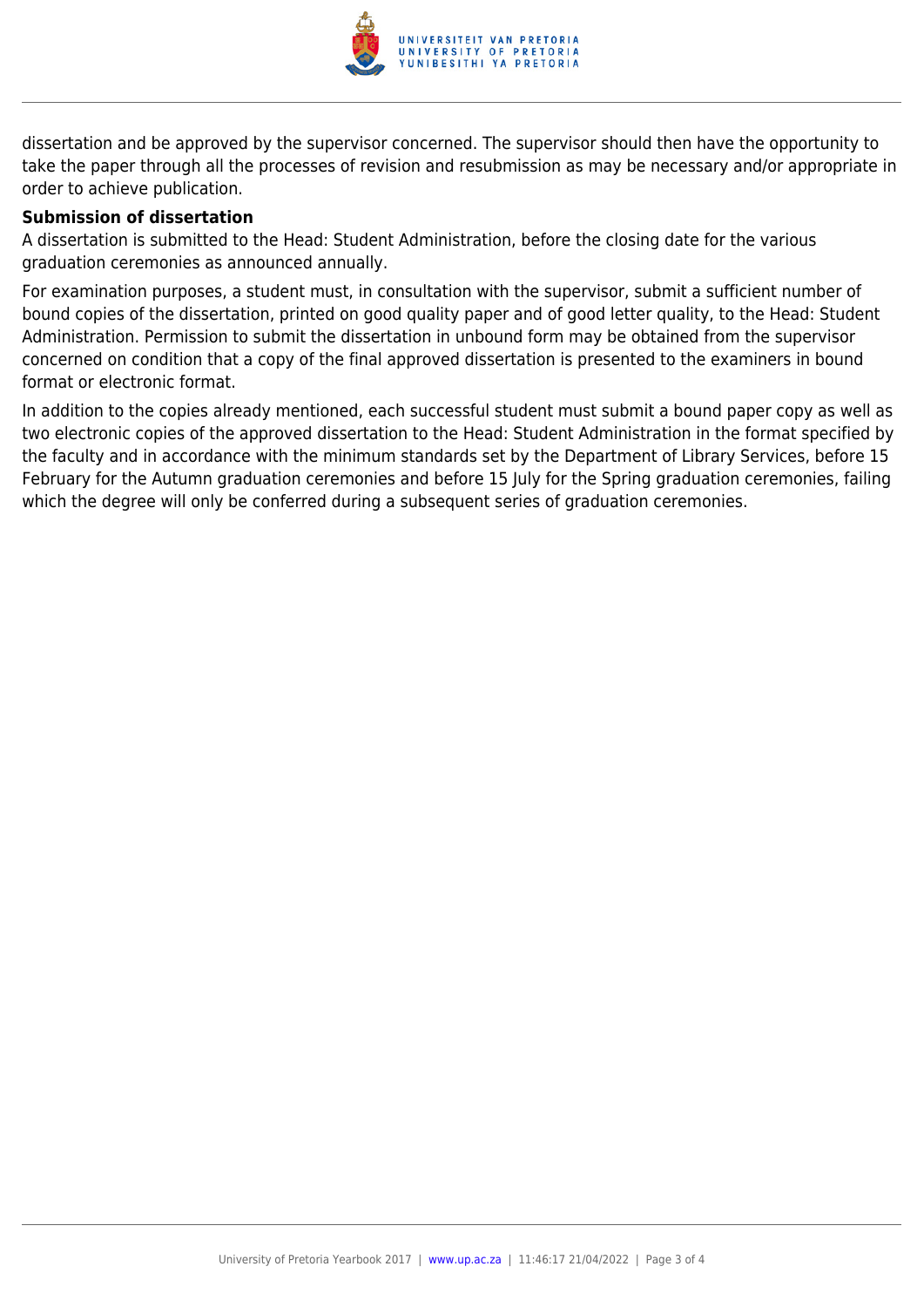dissertation and be approved by the supervisor concerned. The supervisor should then have the opportunity to take the paper through all the processes of revision and resubmission as may be necessary and/or appropriate in order to achieve publication.

**Submission of dissertation**

A dissertation is submitted to the Head: Student Administration, before the closing date for the various graduation ceremonies as announced annually.

For examination purposes, a student must, in consultation with the supervisor, submit a sufficient number of bound copies of the dissertation, printed on good quality paper and of good letter quality, to the Head: Student Administration. Permission to submit the dissertation in unbound form may be obtained from the supervisor concerned on condition that a copy of the final approved dissertation is presented to the examiners in bound format or electronic format.

In addition to the copies already mentioned, each successful student must submit a bound paper copy as well as two electronic copies of the approved dissertation to the Head: Student Administration in the format specified by the faculty and in accordance with the minimum standards set by the Department of Library Services, before 15 February for the Autumn graduation ceremonies and before 15 July for the Spring graduation ceremonies, failing which the degree will only be conferred during a subsequent series of graduation ceremonies.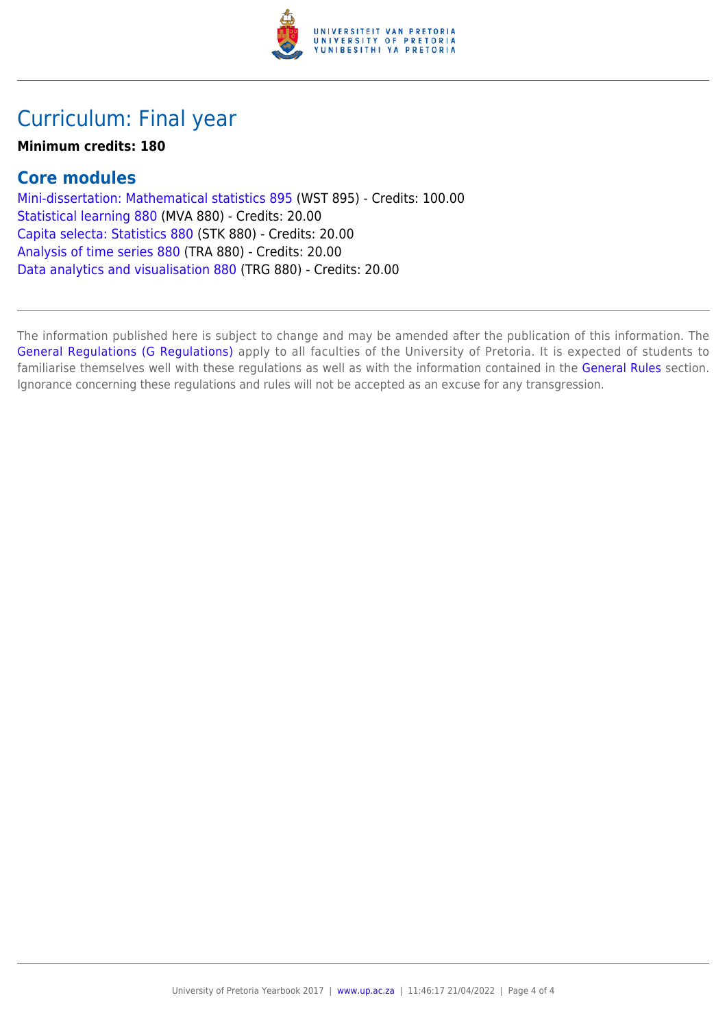## Curriculum: Final year

**Minimum credits: 180**

### Core modules

Mini-dissertation: Mathematical statistics 895 (WST 895) - Credits: 100.00
Statistical learning 880 (MVA 880) - Credits: 20.00
Capita selecta: Statistics 880 (STK 880) - Credits: 20.00
Analysis of time series 880 (TRA 880) - Credits: 20.00
Data analytics and visualisation 880 (TRG 880) - Credits: 20.00

---

The information published here is subject to change and may be amended after the publication of this information. The General Regulations (G Regulations) apply to all faculties of the University of Pretoria. It is expected of students to familiarise themselves well with these regulations as well as with the information contained in the General Rules section. Ignorance concerning these regulations and rules will not be accepted as an excuse for any transgression.